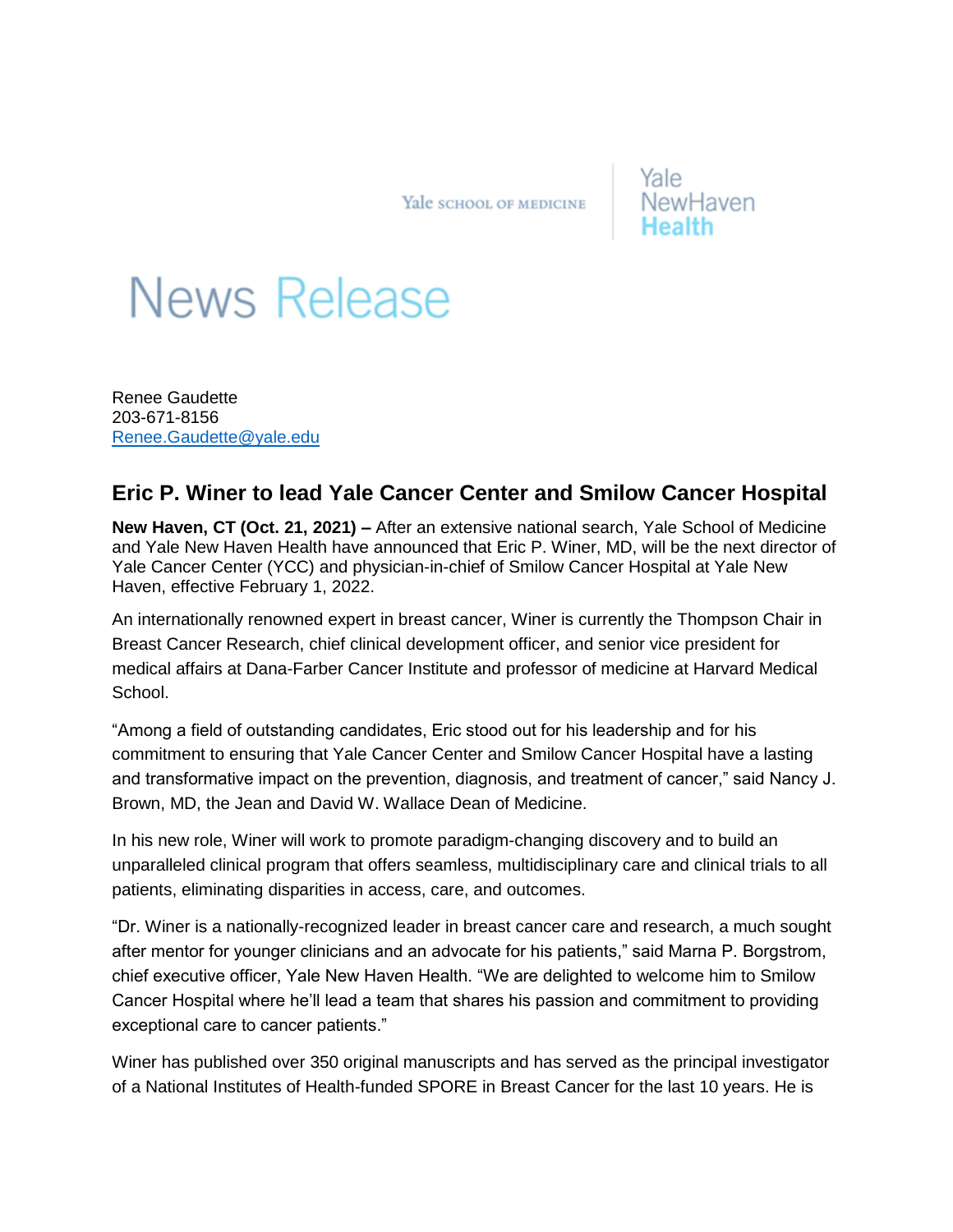Yale SCHOOL OF MEDICINE | Yale NewHaven Health

# News Release

Renee Gaudette
203-671-8156
Renee.Gaudette@yale.edu

## Eric P. Winer to lead Yale Cancer Center and Smilow Cancer Hospital

**New Haven, CT (Oct. 21, 2021) –** After an extensive national search, Yale School of Medicine and Yale New Haven Health have announced that Eric P. Winer, MD, will be the next director of Yale Cancer Center (YCC) and physician-in-chief of Smilow Cancer Hospital at Yale New Haven, effective February 1, 2022.

An internationally renowned expert in breast cancer, Winer is currently the Thompson Chair in Breast Cancer Research, chief clinical development officer, and senior vice president for medical affairs at Dana-Farber Cancer Institute and professor of medicine at Harvard Medical School.

"Among a field of outstanding candidates, Eric stood out for his leadership and for his commitment to ensuring that Yale Cancer Center and Smilow Cancer Hospital have a lasting and transformative impact on the prevention, diagnosis, and treatment of cancer," said Nancy J. Brown, MD, the Jean and David W. Wallace Dean of Medicine.

In his new role, Winer will work to promote paradigm-changing discovery and to build an unparalleled clinical program that offers seamless, multidisciplinary care and clinical trials to all patients, eliminating disparities in access, care, and outcomes.

"Dr. Winer is a nationally-recognized leader in breast cancer care and research, a much sought after mentor for younger clinicians and an advocate for his patients," said Marna P. Borgstrom, chief executive officer, Yale New Haven Health. "We are delighted to welcome him to Smilow Cancer Hospital where he'll lead a team that shares his passion and commitment to providing exceptional care to cancer patients."

Winer has published over 350 original manuscripts and has served as the principal investigator of a National Institutes of Health-funded SPORE in Breast Cancer for the last 10 years. He is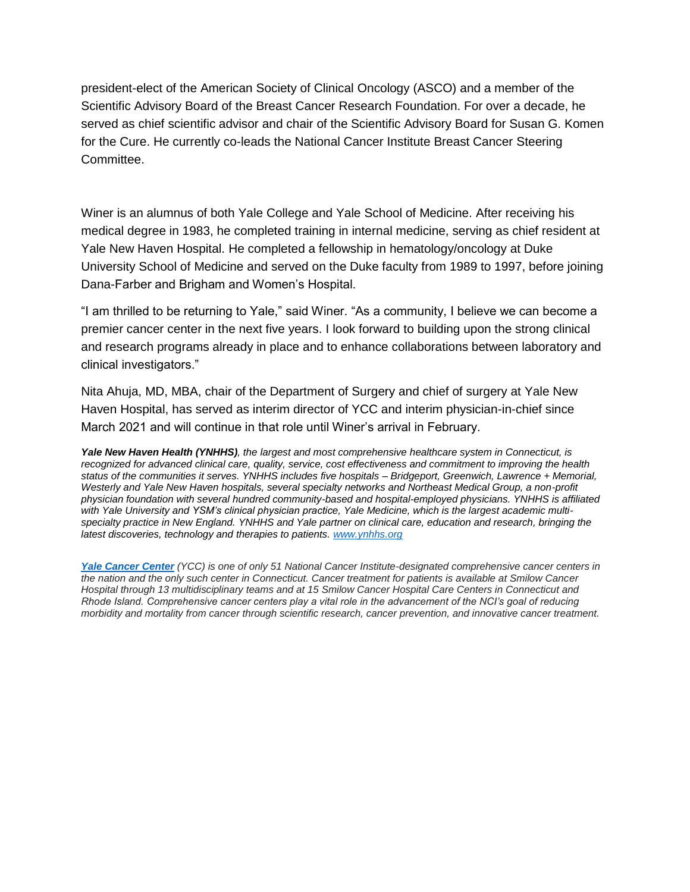president-elect of the American Society of Clinical Oncology (ASCO) and a member of the Scientific Advisory Board of the Breast Cancer Research Foundation. For over a decade, he served as chief scientific advisor and chair of the Scientific Advisory Board for Susan G. Komen for the Cure. He currently co-leads the National Cancer Institute Breast Cancer Steering Committee.

Winer is an alumnus of both Yale College and Yale School of Medicine. After receiving his medical degree in 1983, he completed training in internal medicine, serving as chief resident at Yale New Haven Hospital. He completed a fellowship in hematology/oncology at Duke University School of Medicine and served on the Duke faculty from 1989 to 1997, before joining Dana-Farber and Brigham and Women's Hospital.

"I am thrilled to be returning to Yale," said Winer. "As a community, I believe we can become a premier cancer center in the next five years. I look forward to building upon the strong clinical and research programs already in place and to enhance collaborations between laboratory and clinical investigators."

Nita Ahuja, MD, MBA, chair of the Department of Surgery and chief of surgery at Yale New Haven Hospital, has served as interim director of YCC and interim physician-in-chief since March 2021 and will continue in that role until Winer's arrival in February.

***Yale New Haven Health (YNHHS)****, the largest and most comprehensive healthcare system in Connecticut, is recognized for advanced clinical care, quality, service, cost effectiveness and commitment to improving the health status of the communities it serves. YNHHS includes five hospitals – Bridgeport, Greenwich, Lawrence + Memorial, Westerly and Yale New Haven hospitals, several specialty networks and Northeast Medical Group, a non-profit physician foundation with several hundred community-based and hospital-employed physicians. YNHHS is affiliated with Yale University and YSM's clinical physician practice, Yale Medicine, which is the largest academic multi-specialty practice in New England. YNHHS and Yale partner on clinical care, education and research, bringing the latest discoveries, technology and therapies to patients. www.ynhhs.org*

***Yale Cancer Center*** *(YCC) is one of only 51 National Cancer Institute-designated comprehensive cancer centers in the nation and the only such center in Connecticut. Cancer treatment for patients is available at Smilow Cancer Hospital through 13 multidisciplinary teams and at 15 Smilow Cancer Hospital Care Centers in Connecticut and Rhode Island. Comprehensive cancer centers play a vital role in the advancement of the NCI's goal of reducing morbidity and mortality from cancer through scientific research, cancer prevention, and innovative cancer treatment.*